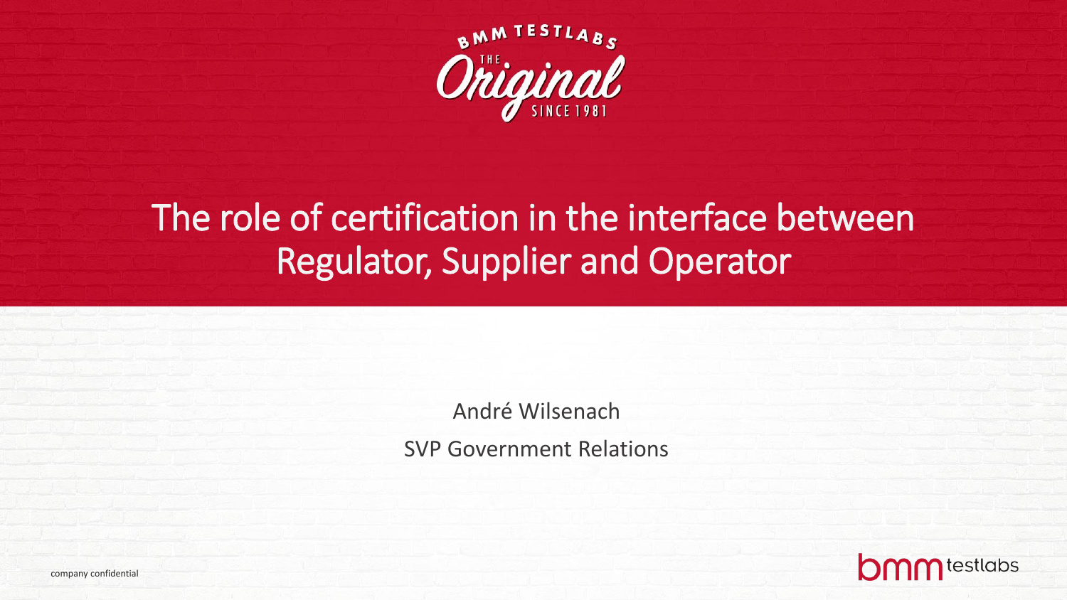BMM TESTLABS THE Original SINCE 1981

# The role of certification in the interface between Regulator, Supplier and Operator

André Wilsenach

SVP Government Relations

company confidential

bmm testlabs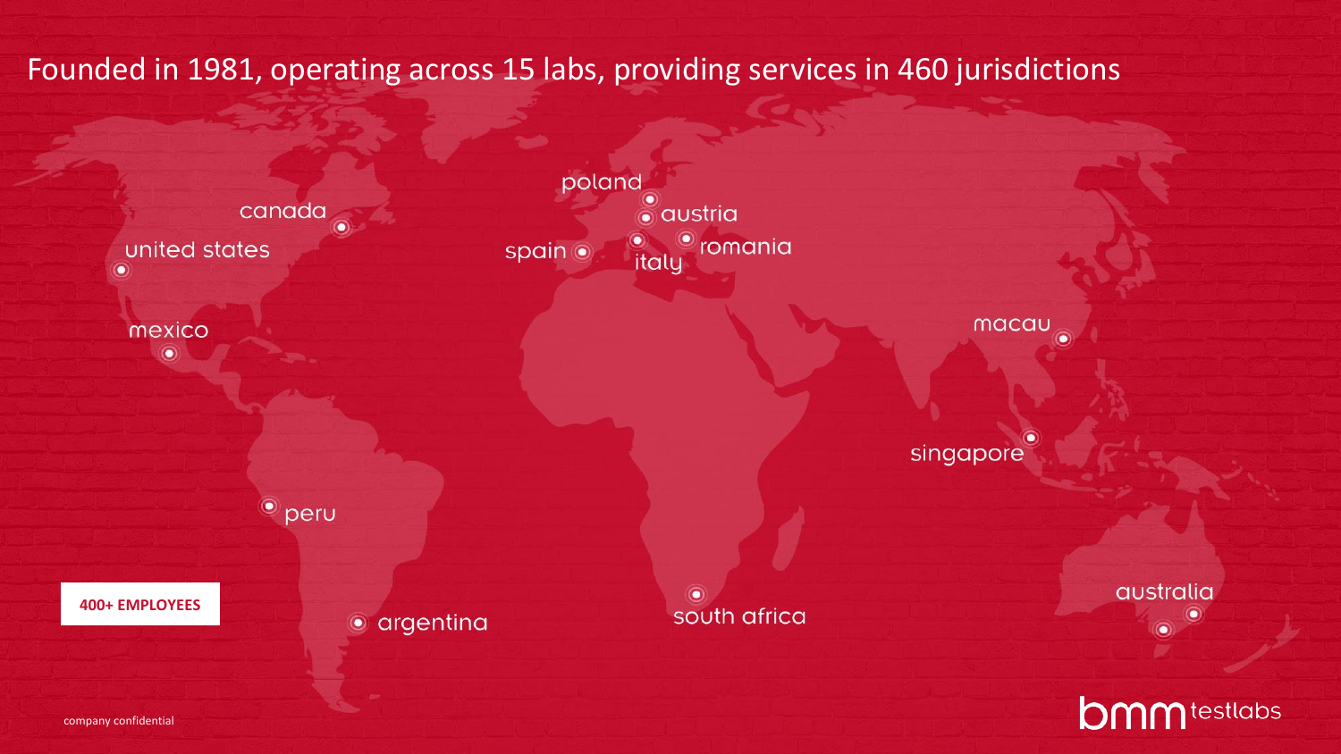# Founded in 1981, operating across 15 labs, providing services in 460 jurisdictions

- canada
- united states
- mexico
- peru
- argentina
- poland
- austria
- spain
- italy
- romania
- south africa
- macau
- singapore
- australia

**400+ EMPLOYEES**

company confidential

bmm testlabs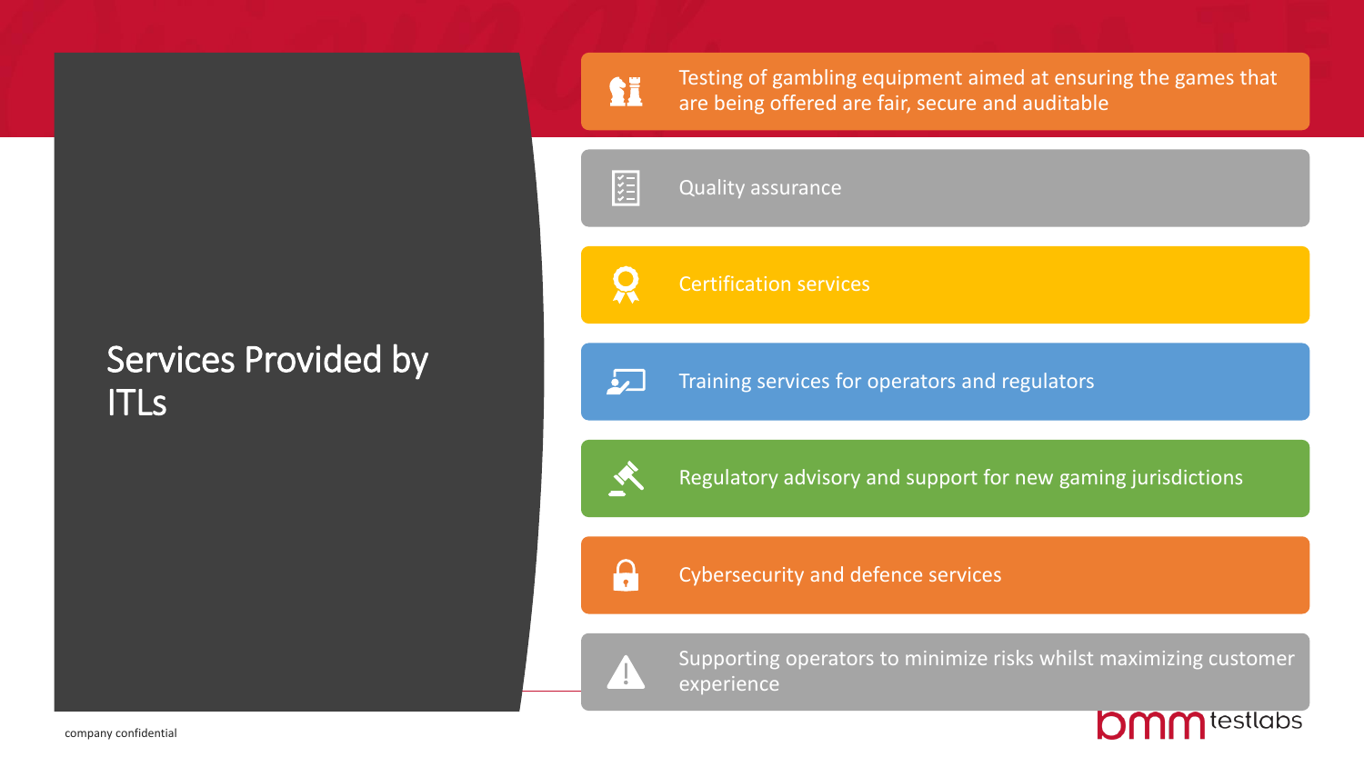# Services Provided by ITLs

- Testing of gambling equipment aimed at ensuring the games that are being offered are fair, secure and auditable
- Quality assurance
- Certification services
- Training services for operators and regulators
- Regulatory advisory and support for new gaming jurisdictions
- Cybersecurity and defence services
- Supporting operators to minimize risks whilst maximizing customer experience

company confidential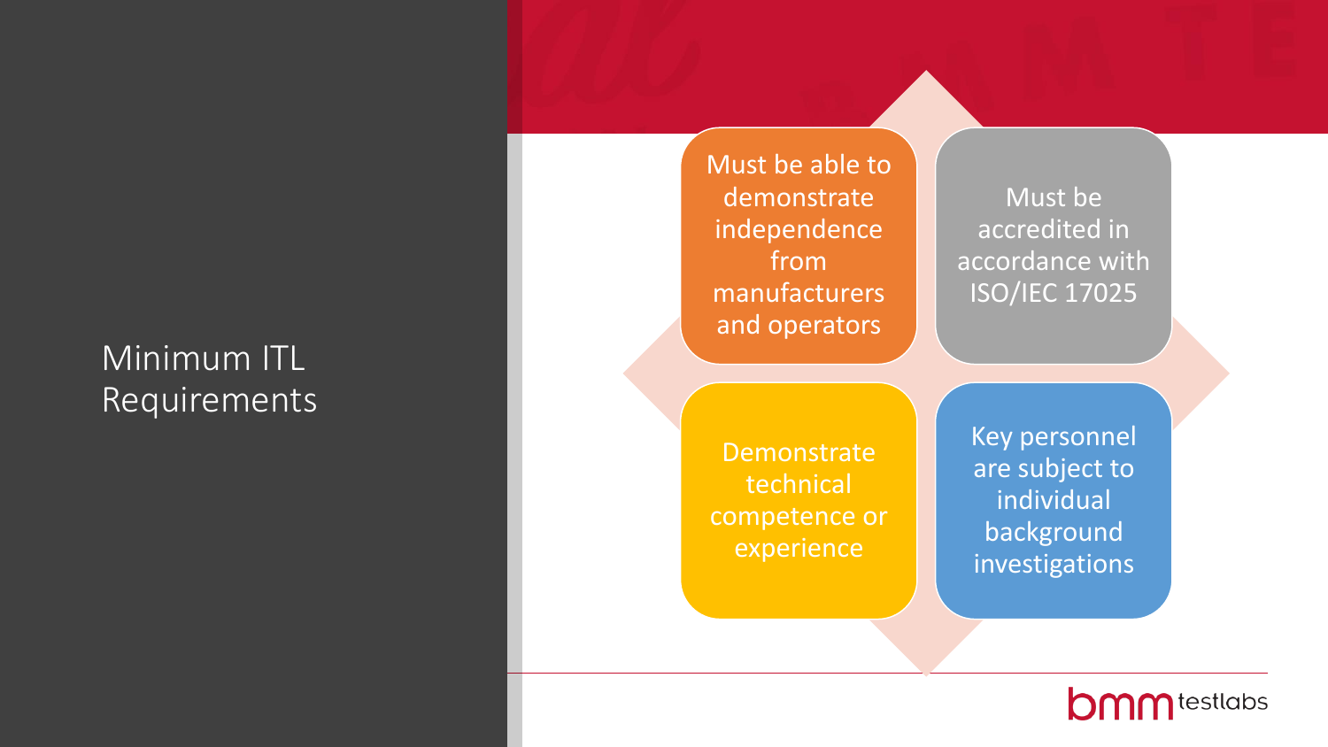# Minimum ITL Requirements

- Must be able to demonstrate independence from manufacturers and operators
- Must be accredited in accordance with ISO/IEC 17025
- Demonstrate technical competence or experience
- Key personnel are subject to individual background investigations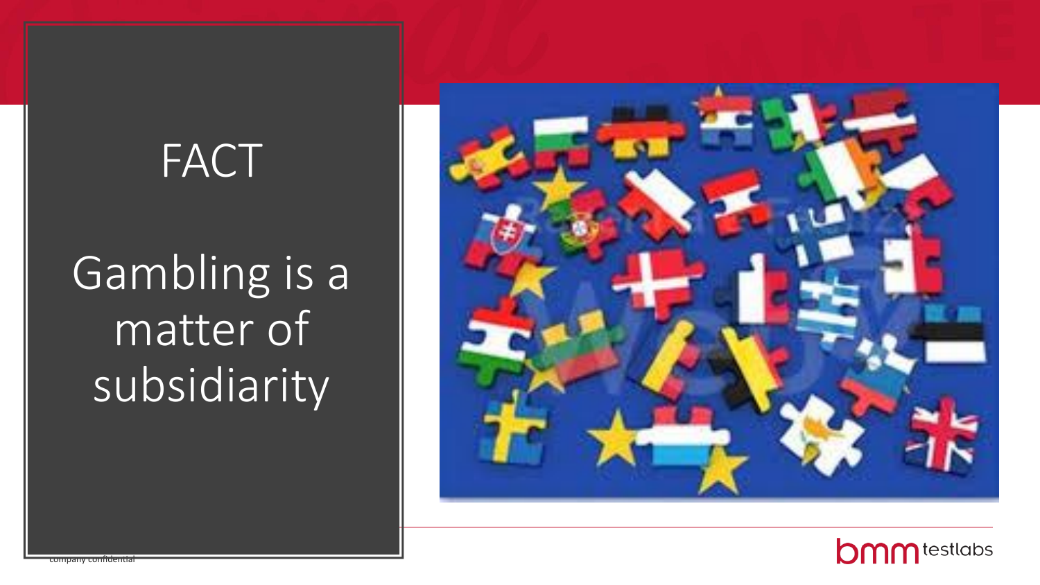# FACT

Gambling is a matter of subsidiarity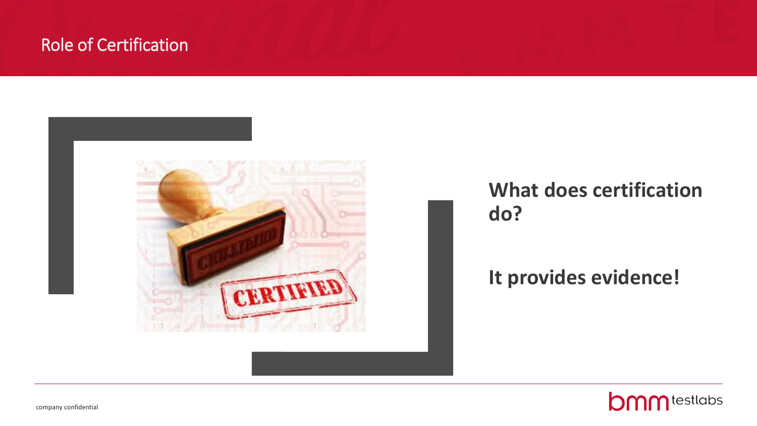# Role of Certification

**What does certification do?**

**It provides evidence!**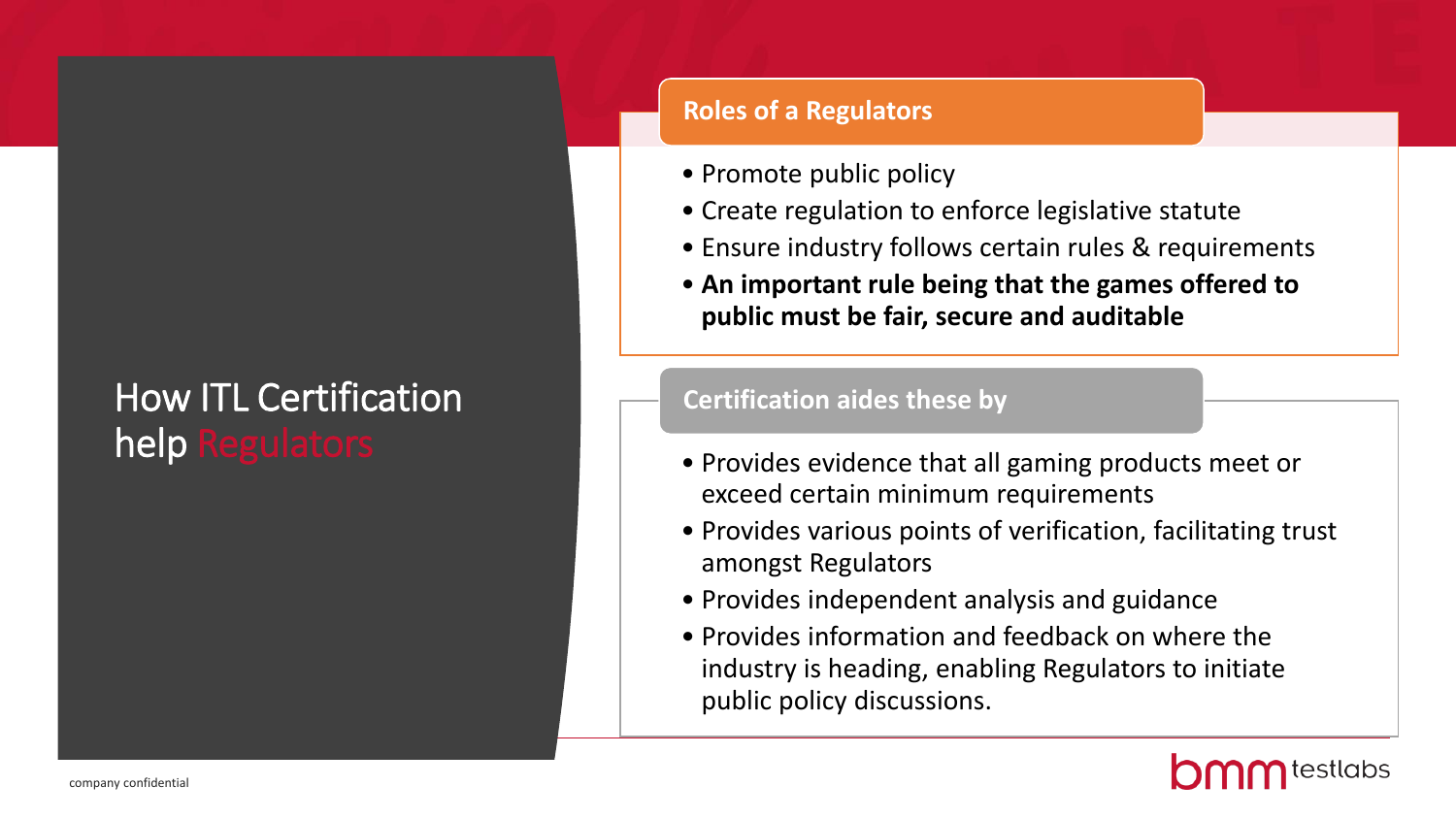# How ITL Certification help Regulators

## Roles of a Regulators

- Promote public policy
- Create regulation to enforce legislative statute
- Ensure industry follows certain rules & requirements
- **An important rule being that the games offered to public must be fair, secure and auditable**

## Certification aides these by

- Provides evidence that all gaming products meet or exceed certain minimum requirements
- Provides various points of verification, facilitating trust amongst Regulators
- Provides independent analysis and guidance
- Provides information and feedback on where the industry is heading, enabling Regulators to initiate public policy discussions.

company confidential

bmm testlabs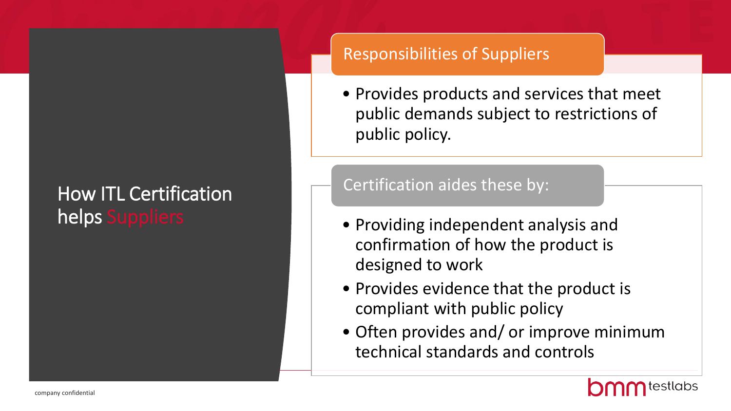# How ITL Certification helps Suppliers

## Responsibilities of Suppliers

- Provides products and services that meet public demands subject to restrictions of public policy.

## Certification aides these by:

- Providing independent analysis and confirmation of how the product is designed to work
- Provides evidence that the product is compliant with public policy
- Often provides and/ or improve minimum technical standards and controls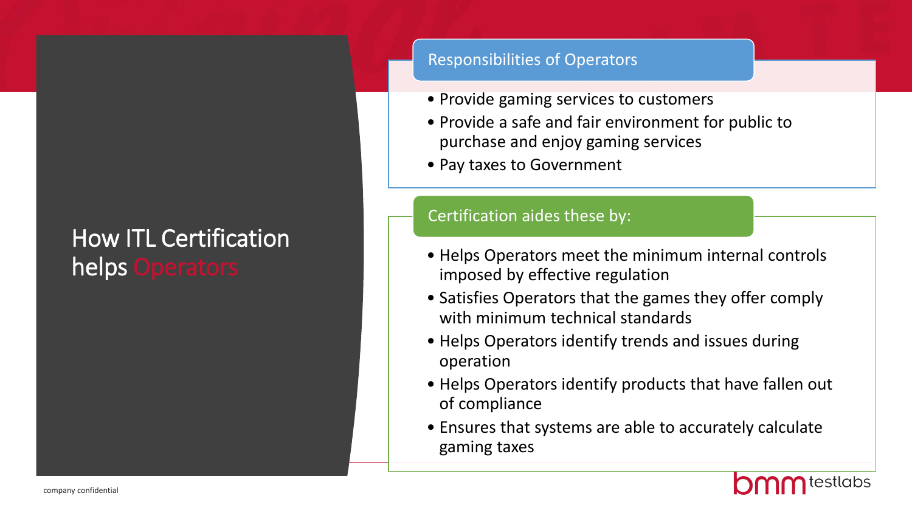# How ITL Certification helps Operators

## Responsibilities of Operators

- Provide gaming services to customers
- Provide a safe and fair environment for public to purchase and enjoy gaming services
- Pay taxes to Government

## Certification aides these by:

- Helps Operators meet the minimum internal controls imposed by effective regulation
- Satisfies Operators that the games they offer comply with minimum technical standards
- Helps Operators identify trends and issues during operation
- Helps Operators identify products that have fallen out of compliance
- Ensures that systems are able to accurately calculate gaming taxes

company confidential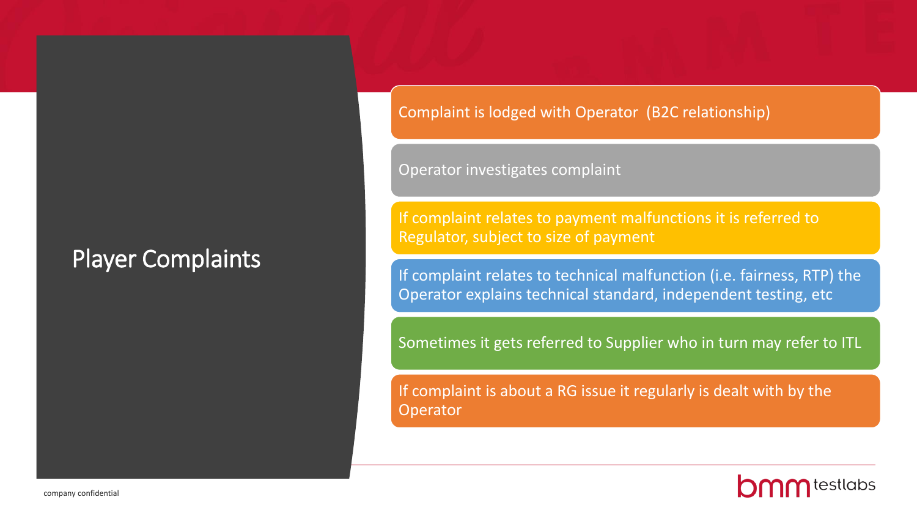# Player Complaints

- Complaint is lodged with Operator (B2C relationship)
- Operator investigates complaint
- If complaint relates to payment malfunctions it is referred to Regulator, subject to size of payment
- If complaint relates to technical malfunction (i.e. fairness, RTP) the Operator explains technical standard, independent testing, etc
- Sometimes it gets referred to Supplier who in turn may refer to ITL
- If complaint is about a RG issue it regularly is dealt with by the Operator

company confidential